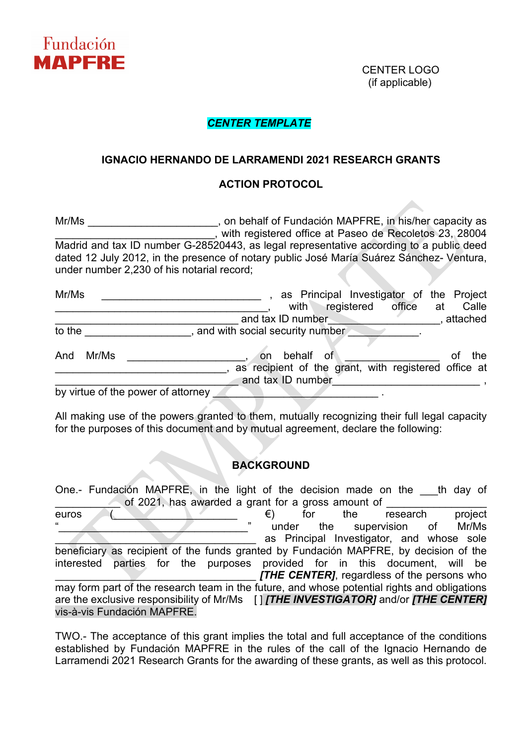Fundación MAPFRE

CENTER LOGO
(if applicable)

***CENTER TEMPLATE***

**IGNACIO HERNANDO DE LARRAMENDI 2021 RESEARCH GRANTS**

**ACTION PROTOCOL**

Mr/Ms ______________________, on behalf of Fundación MAPFRE, in his/her capacity as ___________________________, with registered office at Paseo de Recoletos 23, 28004 Madrid and tax ID number G-28520443, as legal representative according to a public deed dated 12 July 2012, in the presence of notary public José María Suárez Sánchez- Ventura, under number 2,230 of his notarial record;

Mr/Ms ___________________________, as Principal Investigator of the Project ____________________________________, with registered office at Calle ________________________________ and tax ID number___________________, attached to the __________________, and with social security number ____________.

And Mr/Ms ____________________, on behalf of ________________ of the ______________________________, as recipient of the grant, with registered office at ______________________________ and tax ID number__________________________ , by virtue of the power of attorney ____________________________ .

All making use of the powers granted to them, mutually recognizing their full legal capacity for the purposes of this document and by mutual agreement, declare the following:

**BACKGROUND**

One.- Fundación MAPFRE, in the light of the decision made on the ___th day of ___________ of 2021, has awarded a grant for a gross amount of _________________ euros (_____________________ €) for the research project "______________________________" under the supervision of Mr/Ms __________________________________ as Principal Investigator, and whose sole beneficiary as recipient of the funds granted by Fundación MAPFRE, by decision of the interested parties for the purposes provided for in this document, will be __________________________________ ***[THE CENTER]***, regardless of the persons who may form part of the research team in the future, and whose potential rights and obligations are the exclusive responsibility of Mr/Ms [ ] ***[THE INVESTIGATOR]*** and/or ***[THE CENTER]*** vis-à-vis Fundación MAPFRE.

TWO.- The acceptance of this grant implies the total and full acceptance of the conditions established by Fundación MAPFRE in the rules of the call of the Ignacio Hernando de Larramendi 2021 Research Grants for the awarding of these grants, as well as this protocol.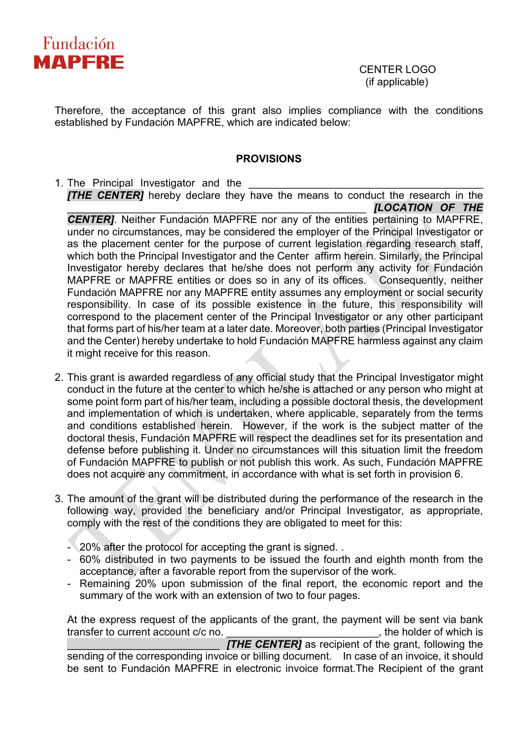Therefore, the acceptance of this grant also implies compliance with the conditions established by Fundación MAPFRE, which are indicated below:

**PROVISIONS**

1. The Principal Investigator and the ______________________________ ***[THE CENTER]*** hereby declare they have the means to conduct the research in the ______________________________ ***[LOCATION OF THE CENTER]***. Neither Fundación MAPFRE nor any of the entities pertaining to MAPFRE, under no circumstances, may be considered the employer of the Principal Investigator or as the placement center for the purpose of current legislation regarding research staff, which both the Principal Investigator and the Center affirm herein. Similarly, the Principal Investigator hereby declares that he/she does not perform any activity for Fundación MAPFRE or MAPFRE entities or does so in any of its offices. Consequently, neither Fundación MAPFRE nor any MAPFRE entity assumes any employment or social security responsibility. In case of its possible existence in the future, this responsibility will correspond to the placement center of the Principal Investigator or any other participant that forms part of his/her team at a later date. Moreover, both parties (Principal Investigator and the Center) hereby undertake to hold Fundación MAPFRE harmless against any claim it might receive for this reason.

2. This grant is awarded regardless of any official study that the Principal Investigator might conduct in the future at the center to which he/she is attached or any person who might at some point form part of his/her team, including a possible doctoral thesis, the development and implementation of which is undertaken, where applicable, separately from the terms and conditions established herein. However, if the work is the subject matter of the doctoral thesis, Fundación MAPFRE will respect the deadlines set for its presentation and defense before publishing it. Under no circumstances will this situation limit the freedom of Fundación MAPFRE to publish or not publish this work. As such, Fundación MAPFRE does not acquire any commitment, in accordance with what is set forth in provision 6.

3. The amount of the grant will be distributed during the performance of the research in the following way, provided the beneficiary and/or Principal Investigator, as appropriate, comply with the rest of the conditions they are obligated to meet for this:

   - 20% after the protocol for accepting the grant is signed. .
   - 60% distributed in two payments to be issued the fourth and eighth month from the acceptance, after a favorable report from the supervisor of the work.
   - Remaining 20% upon submission of the final report, the economic report and the summary of the work with an extension of two to four pages.

   At the express request of the applicants of the grant, the payment will be sent via bank transfer to current account c/c no. ______________________________, the holder of which is ______________________________ ***[THE CENTER]*** as recipient of the grant, following the sending of the corresponding invoice or billing document. In case of an invoice, it should be sent to Fundación MAPFRE in electronic invoice format.The Recipient of the grant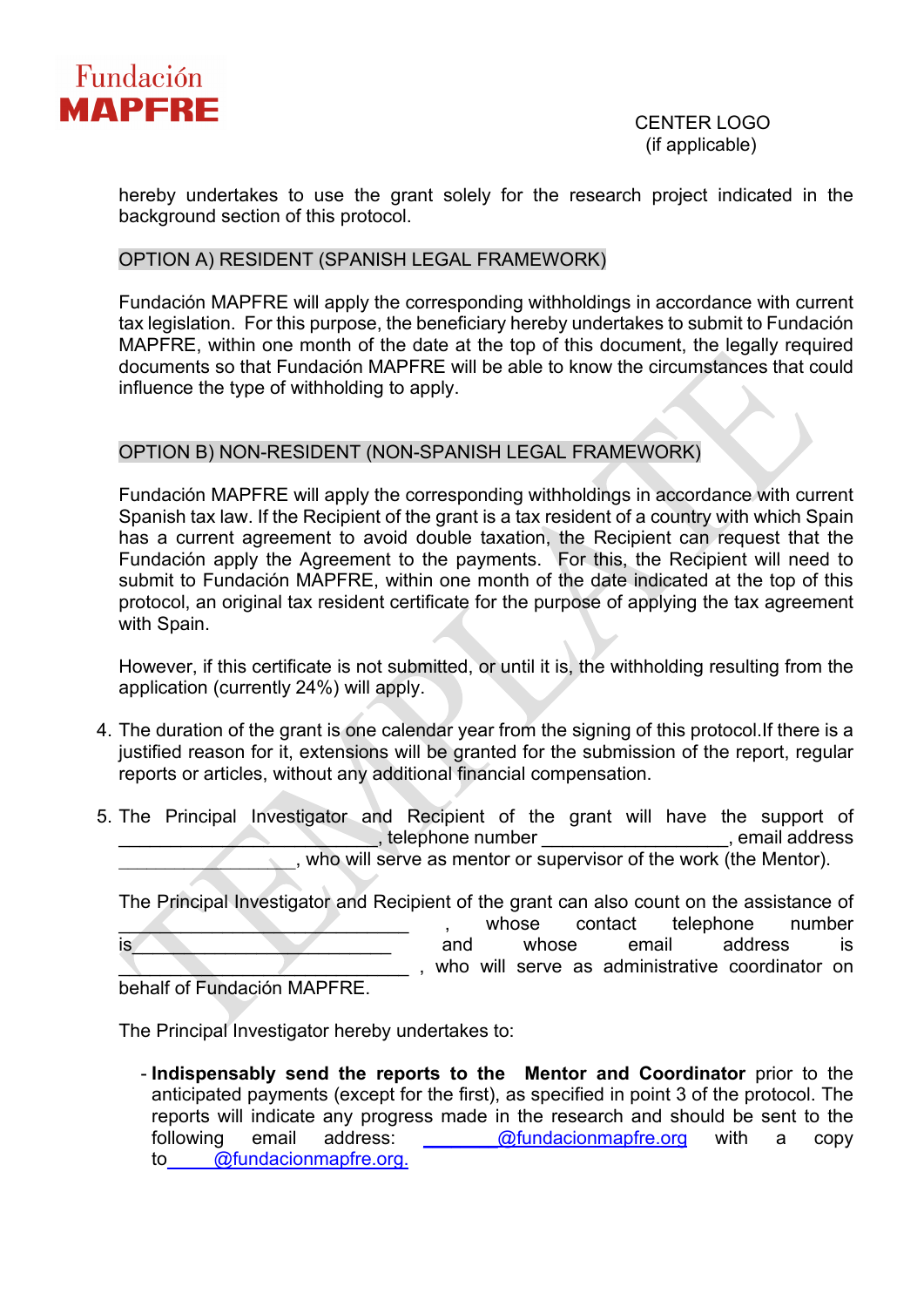hereby undertakes to use the grant solely for the research project indicated in the background section of this protocol.

OPTION A) RESIDENT (SPANISH LEGAL FRAMEWORK)

Fundación MAPFRE will apply the corresponding withholdings in accordance with current tax legislation. For this purpose, the beneficiary hereby undertakes to submit to Fundación MAPFRE, within one month of the date at the top of this document, the legally required documents so that Fundación MAPFRE will be able to know the circumstances that could influence the type of withholding to apply.

OPTION B) NON-RESIDENT (NON-SPANISH LEGAL FRAMEWORK)

Fundación MAPFRE will apply the corresponding withholdings in accordance with current Spanish tax law. If the Recipient of the grant is a tax resident of a country with which Spain has a current agreement to avoid double taxation, the Recipient can request that the Fundación apply the Agreement to the payments. For this, the Recipient will need to submit to Fundación MAPFRE, within one month of the date indicated at the top of this protocol, an original tax resident certificate for the purpose of applying the tax agreement with Spain.

However, if this certificate is not submitted, or until it is, the withholding resulting from the application (currently 24%) will apply.

4. The duration of the grant is one calendar year from the signing of this protocol.If there is a justified reason for it, extensions will be granted for the submission of the report, regular reports or articles, without any additional financial compensation.

5. The Principal Investigator and Recipient of the grant will have the support of ________________________, telephone number __________________, email address _________________, who will serve as mentor or supervisor of the work (the Mentor).

   The Principal Investigator and Recipient of the grant can also count on the assistance of ____________________________, whose contact telephone number is_________________________ and whose email address is ____________________________, who will serve as administrative coordinator on behalf of Fundación MAPFRE.

   The Principal Investigator hereby undertakes to:

   - **Indispensably send the reports to the Mentor and Coordinator** prior to the anticipated payments (except for the first), as specified in point 3 of the protocol. The reports will indicate any progress made in the research and should be sent to the following email address: _______@fundacionmapfre.org with a copy to_____@fundacionmapfre.org.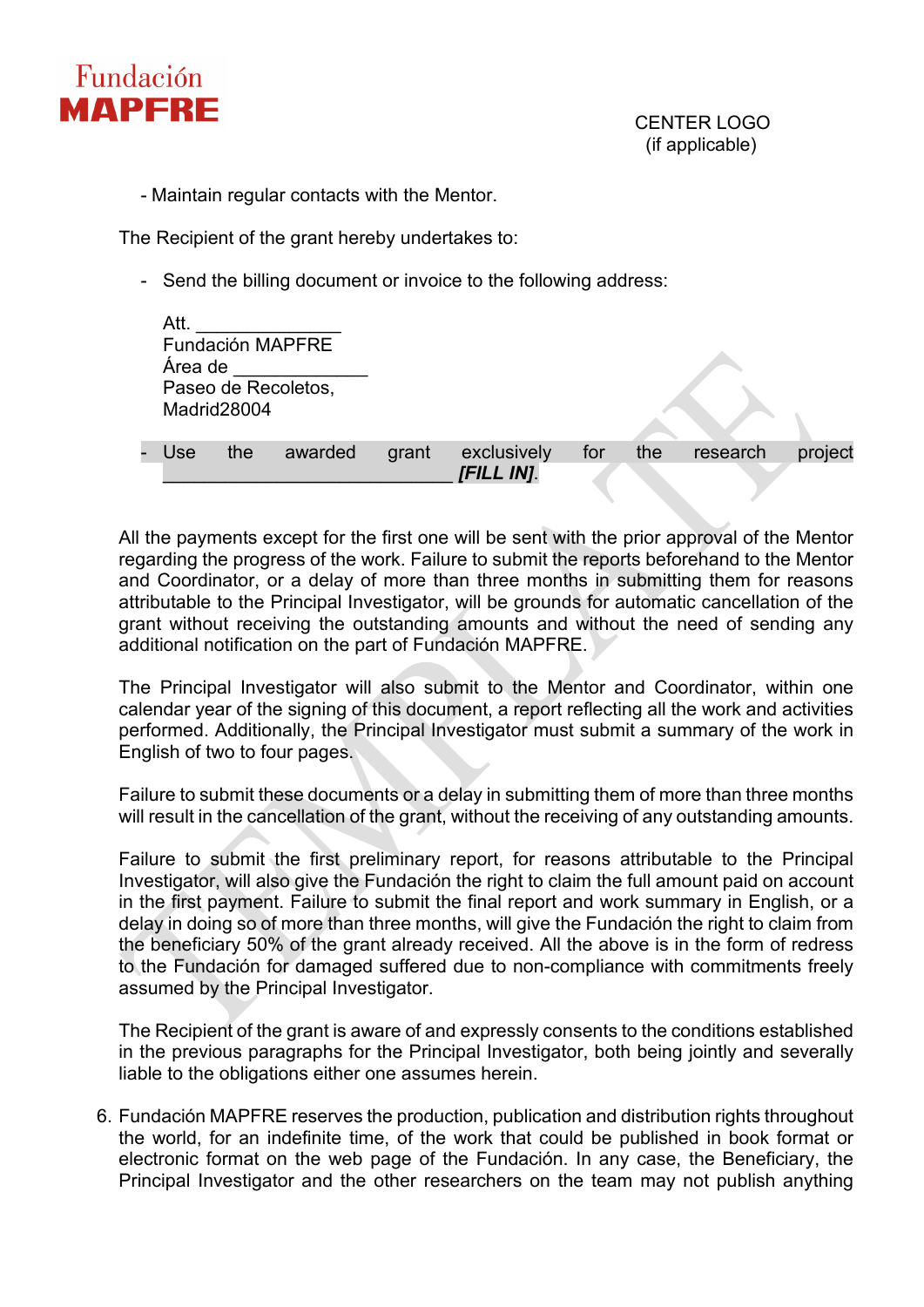- Maintain regular contacts with the Mentor.

The Recipient of the grant hereby undertakes to:

- Send the billing document or invoice to the following address:

  Att. _______________
  Fundación MAPFRE
  Área de _____________
  Paseo de Recoletos,
  Madrid28004

- Use the awarded grant exclusively for the research project ______________________________ ***[FILL IN]***.

All the payments except for the first one will be sent with the prior approval of the Mentor regarding the progress of the work. Failure to submit the reports beforehand to the Mentor and Coordinator, or a delay of more than three months in submitting them for reasons attributable to the Principal Investigator, will be grounds for automatic cancellation of the grant without receiving the outstanding amounts and without the need of sending any additional notification on the part of Fundación MAPFRE.

The Principal Investigator will also submit to the Mentor and Coordinator, within one calendar year of the signing of this document, a report reflecting all the work and activities performed. Additionally, the Principal Investigator must submit a summary of the work in English of two to four pages.

Failure to submit these documents or a delay in submitting them of more than three months will result in the cancellation of the grant, without the receiving of any outstanding amounts.

Failure to submit the first preliminary report, for reasons attributable to the Principal Investigator, will also give the Fundación the right to claim the full amount paid on account in the first payment. Failure to submit the final report and work summary in English, or a delay in doing so of more than three months, will give the Fundación the right to claim from the beneficiary 50% of the grant already received. All the above is in the form of redress to the Fundación for damaged suffered due to non-compliance with commitments freely assumed by the Principal Investigator.

The Recipient of the grant is aware of and expressly consents to the conditions established in the previous paragraphs for the Principal Investigator, both being jointly and severally liable to the obligations either one assumes herein.

6. Fundación MAPFRE reserves the production, publication and distribution rights throughout the world, for an indefinite time, of the work that could be published in book format or electronic format on the web page of the Fundación. In any case, the Beneficiary, the Principal Investigator and the other researchers on the team may not publish anything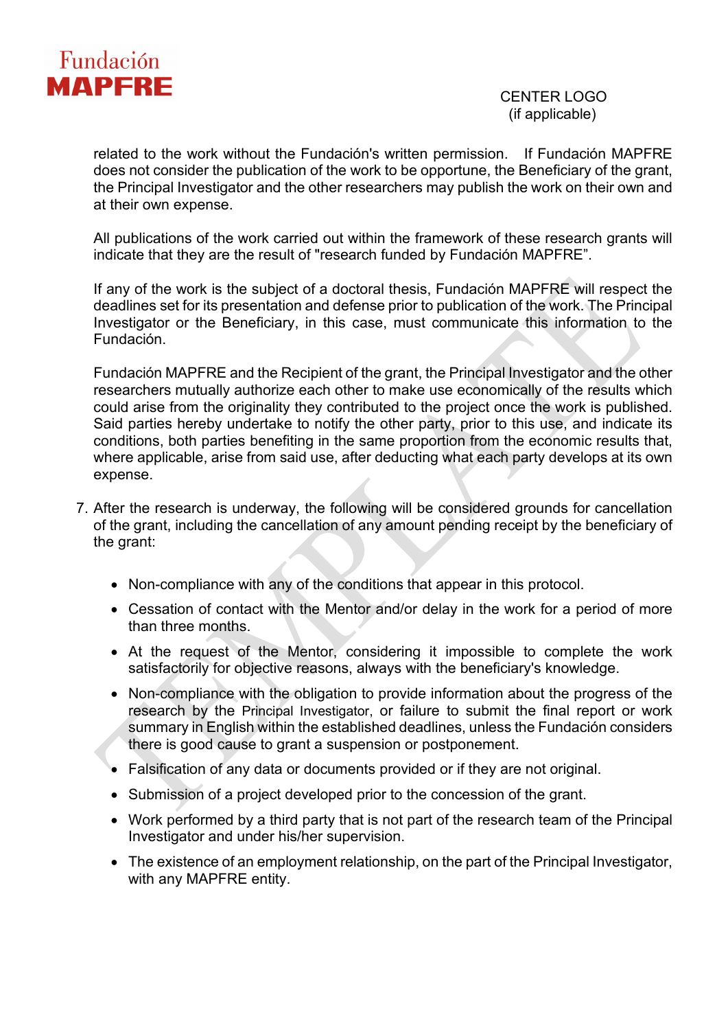related to the work without the Fundación's written permission. If Fundación MAPFRE does not consider the publication of the work to be opportune, the Beneficiary of the grant, the Principal Investigator and the other researchers may publish the work on their own and at their own expense.

All publications of the work carried out within the framework of these research grants will indicate that they are the result of "research funded by Fundación MAPFRE".

If any of the work is the subject of a doctoral thesis, Fundación MAPFRE will respect the deadlines set for its presentation and defense prior to publication of the work. The Principal Investigator or the Beneficiary, in this case, must communicate this information to the Fundación.

Fundación MAPFRE and the Recipient of the grant, the Principal Investigator and the other researchers mutually authorize each other to make use economically of the results which could arise from the originality they contributed to the project once the work is published. Said parties hereby undertake to notify the other party, prior to this use, and indicate its conditions, both parties benefiting in the same proportion from the economic results that, where applicable, arise from said use, after deducting what each party develops at its own expense.

7. After the research is underway, the following will be considered grounds for cancellation of the grant, including the cancellation of any amount pending receipt by the beneficiary of the grant:

   - Non-compliance with any of the conditions that appear in this protocol.
   - Cessation of contact with the Mentor and/or delay in the work for a period of more than three months.
   - At the request of the Mentor, considering it impossible to complete the work satisfactorily for objective reasons, always with the beneficiary's knowledge.
   - Non-compliance with the obligation to provide information about the progress of the research by the Principal Investigator, or failure to submit the final report or work summary in English within the established deadlines, unless the Fundación considers there is good cause to grant a suspension or postponement.
   - Falsification of any data or documents provided or if they are not original.
   - Submission of a project developed prior to the concession of the grant.
   - Work performed by a third party that is not part of the research team of the Principal Investigator and under his/her supervision.
   - The existence of an employment relationship, on the part of the Principal Investigator, with any MAPFRE entity.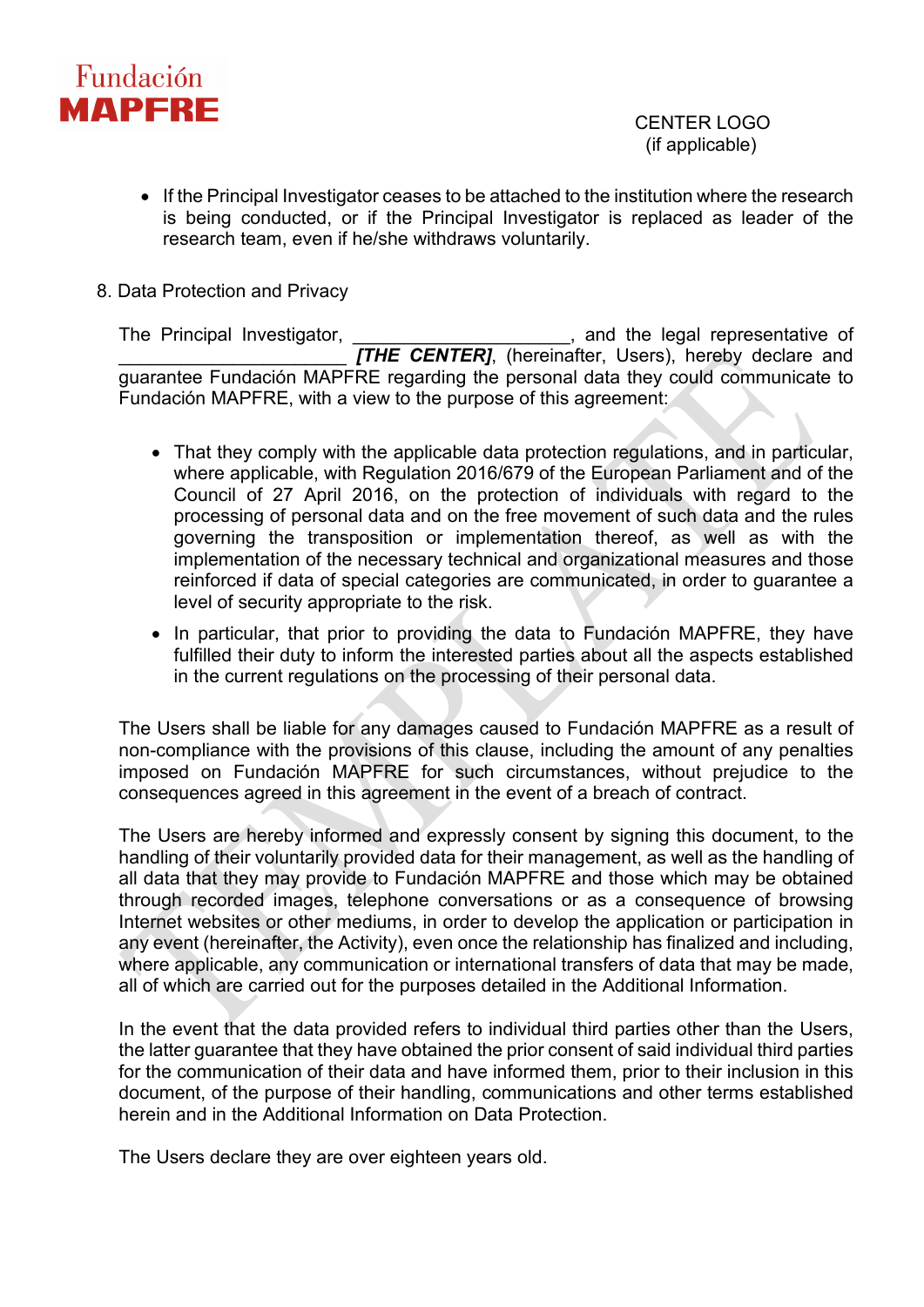- If the Principal Investigator ceases to be attached to the institution where the research is being conducted, or if the Principal Investigator is replaced as leader of the research team, even if he/she withdraws voluntarily.

8. Data Protection and Privacy

The Principal Investigator, ____________________, and the legal representative of ______________________ ***[THE CENTER]***, (hereinafter, Users), hereby declare and guarantee Fundación MAPFRE regarding the personal data they could communicate to Fundación MAPFRE, with a view to the purpose of this agreement:

- That they comply with the applicable data protection regulations, and in particular, where applicable, with Regulation 2016/679 of the European Parliament and of the Council of 27 April 2016, on the protection of individuals with regard to the processing of personal data and on the free movement of such data and the rules governing the transposition or implementation thereof, as well as with the implementation of the necessary technical and organizational measures and those reinforced if data of special categories are communicated, in order to guarantee a level of security appropriate to the risk.
- In particular, that prior to providing the data to Fundación MAPFRE, they have fulfilled their duty to inform the interested parties about all the aspects established in the current regulations on the processing of their personal data.

The Users shall be liable for any damages caused to Fundación MAPFRE as a result of non-compliance with the provisions of this clause, including the amount of any penalties imposed on Fundación MAPFRE for such circumstances, without prejudice to the consequences agreed in this agreement in the event of a breach of contract.

The Users are hereby informed and expressly consent by signing this document, to the handling of their voluntarily provided data for their management, as well as the handling of all data that they may provide to Fundación MAPFRE and those which may be obtained through recorded images, telephone conversations or as a consequence of browsing Internet websites or other mediums, in order to develop the application or participation in any event (hereinafter, the Activity), even once the relationship has finalized and including, where applicable, any communication or international transfers of data that may be made, all of which are carried out for the purposes detailed in the Additional Information.

In the event that the data provided refers to individual third parties other than the Users, the latter guarantee that they have obtained the prior consent of said individual third parties for the communication of their data and have informed them, prior to their inclusion in this document, of the purpose of their handling, communications and other terms established herein and in the Additional Information on Data Protection.

The Users declare they are over eighteen years old.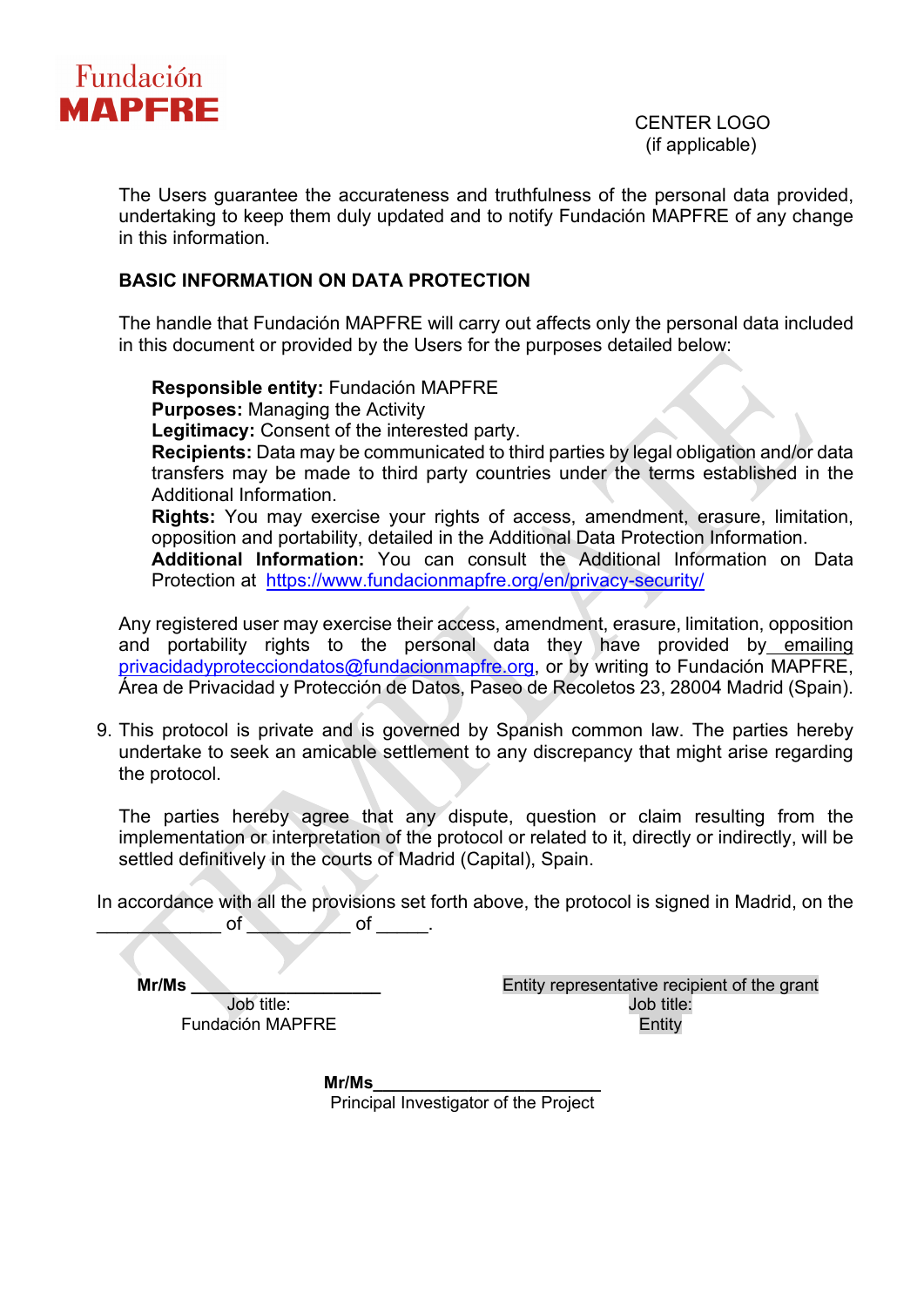Fundación MAPFRE

CENTER LOGO
(if applicable)

The Users guarantee the accurateness and truthfulness of the personal data provided, undertaking to keep them duly updated and to notify Fundación MAPFRE of any change in this information.

**BASIC INFORMATION ON DATA PROTECTION**

The handle that Fundación MAPFRE will carry out affects only the personal data included in this document or provided by the Users for the purposes detailed below:

**Responsible entity:** Fundación MAPFRE
**Purposes:** Managing the Activity
**Legitimacy:** Consent of the interested party.
**Recipients:** Data may be communicated to third parties by legal obligation and/or data transfers may be made to third party countries under the terms established in the Additional Information.
**Rights:** You may exercise your rights of access, amendment, erasure, limitation, opposition and portability, detailed in the Additional Data Protection Information.
**Additional Information:** You can consult the Additional Information on Data Protection at https://www.fundacionmapfre.org/en/privacy-security/

Any registered user may exercise their access, amendment, erasure, limitation, opposition and portability rights to the personal data they have provided by emailing privacidadyprotecciondatos@fundacionmapfre.org, or by writing to Fundación MAPFRE, Área de Privacidad y Protección de Datos, Paseo de Recoletos 23, 28004 Madrid (Spain).

9. This protocol is private and is governed by Spanish common law. The parties hereby undertake to seek an amicable settlement to any discrepancy that might arise regarding the protocol.

   The parties hereby agree that any dispute, question or claim resulting from the implementation or interpretation of the protocol or related to it, directly or indirectly, will be settled definitively in the courts of Madrid (Capital), Spain.

In accordance with all the provisions set forth above, the protocol is signed in Madrid, on the ____________ of __________ of _____.

**Mr/Ms** ____________________
Job title:
Fundación MAPFRE

Entity representative recipient of the grant
Job title:
Entity

**Mr/Ms**________________________
Principal Investigator of the Project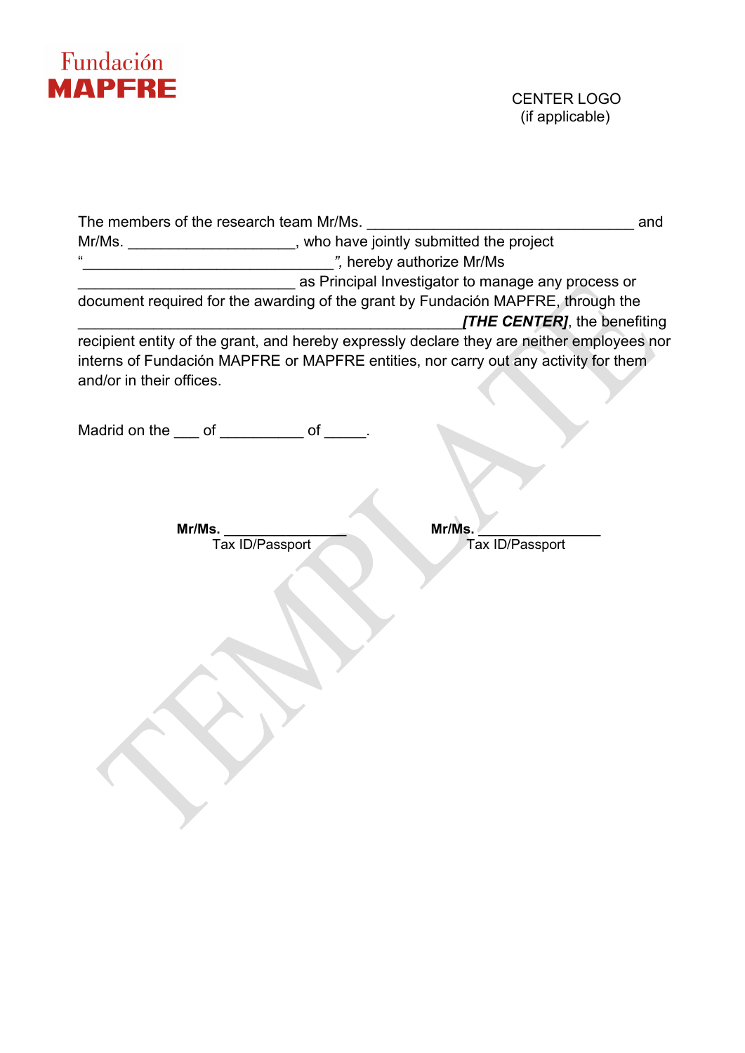Fundación
MAPFRE

CENTER LOGO
(if applicable)

The members of the research team Mr/Ms. _________________________________ and Mr/Ms. ____________________, who have jointly submitted the project "______________________________", hereby authorize Mr/Ms ___________________________ as Principal Investigator to manage any process or document required for the awarding of the grant by Fundación MAPFRE, through the ________________________________________________***[THE CENTER]***, the benefiting recipient entity of the grant, and hereby expressly declare they are neither employees nor interns of Fundación MAPFRE or MAPFRE entities, nor carry out any activity for them and/or in their offices.

Madrid on the ___ of __________ of _____.

**Mr/Ms.** _______________
Tax ID/Passport

**Mr/Ms.** _______________
Tax ID/Passport

TEMPLATE